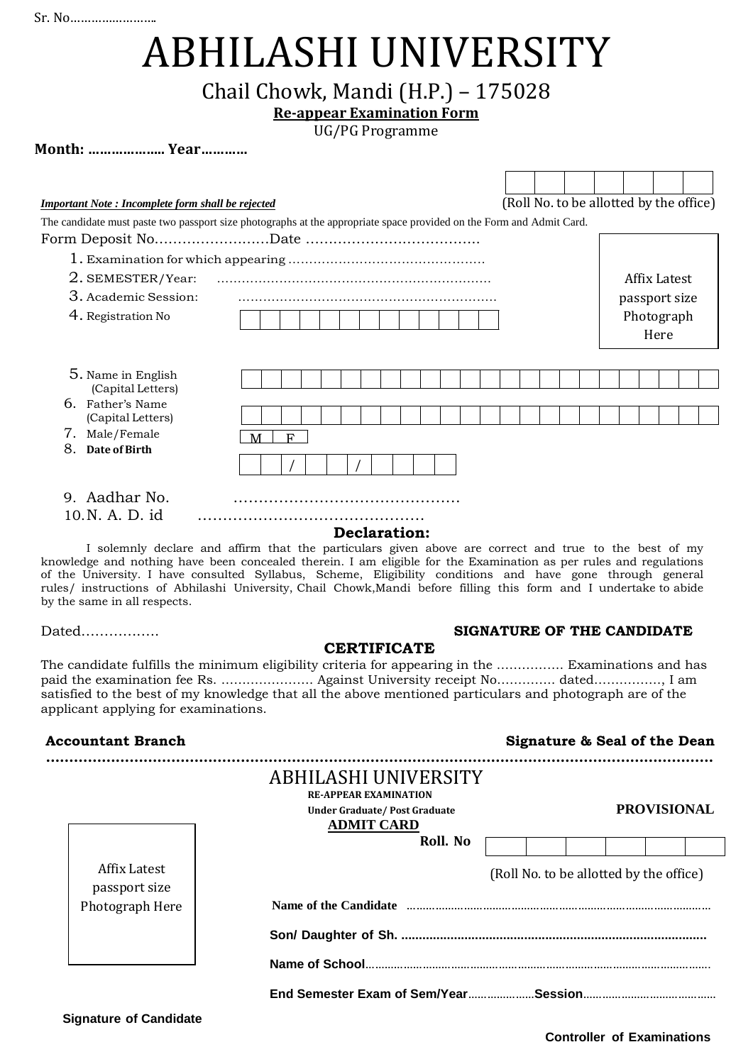Sr. No……………………..

# ABHILASHI UNIVERSITY

## Chail Chowk, Mandi (H.P.) – 175028

**Re-appear Examination Form**

UG/PG Programme

**Month: ……………….. Year…………**

| | | | | | | |
|---|---|---|---|---|---|---|
| | | | | | | |

(Roll No. to be allotted by the office)

***Important Note : Incomplete form shall be rejected***

The candidate must paste two passport size photographs at the appropriate space provided on the Form and Admit Card.

Form Deposit No………………………Date ………………………………..

Affix Latest passport size Photograph Here

1. Examination for which appearing ………………………………………..
2. SEMESTER/Year: …………………………………………………………
3. Academic Session: ………………………………………………………
4. Registration No [ | | | | | | | | | | | | ]
5. Name in English (Capital Letters) [ | | | | | | | | | | | | | | | | | | | | | | | | ]
6. Father's Name (Capital Letters) [ | | | | | | | | | | | | | | | | | | | | | | | | ]
7. Male/Female [ M | F ]
8. **Date of Birth** [ | / | | / | | | | ]
9. Aadhar No. ………………………………………
10. N. A. D. id ………………………………………

### Declaration:

I solemnly declare and affirm that the particulars given above are correct and true to the best of my knowledge and nothing have been concealed therein. I am eligible for the Examination as per rules and regulations of the University. I have consulted Syllabus, Scheme, Eligibility conditions and have gone through general rules/ instructions of Abhilashi University, Chail Chowk,Mandi before filling this form and I undertake to abide by the same in all respects.

Dated…………….. **SIGNATURE OF THE CANDIDATE**

### CERTIFICATE

The candidate fulfills the minimum eligibility criteria for appearing in the ……………. Examinations and has paid the examination fee Rs. …………………. Against University receipt No…………. dated……………., I am satisfied to the best of my knowledge that all the above mentioned particulars and photograph are of the applicant applying for examinations.

**Accountant Branch** **Signature & Seal of the Dean**

…………………………………………………………………………………………………………………………

## ABHILASHI UNIVERSITY

**RE-APPEAR EXAMINATION**

**Under Graduate/ Post Graduate** **PROVISIONAL**

**ADMIT CARD**

Affix Latest passport size Photograph Here

**Roll. No** [ | | | | | ]

(Roll No. to be allotted by the office)

**Name of the Candidate** ………………………………………………………………………………

**Son/ Daughter of Sh.** ………………………………………………………………………………

**Name of School**……………………………………………………………………………………

**End Semester Exam of Sem/Year**…………………**Session**…………………………………

**Signature of Candidate**

**Controller of Examinations**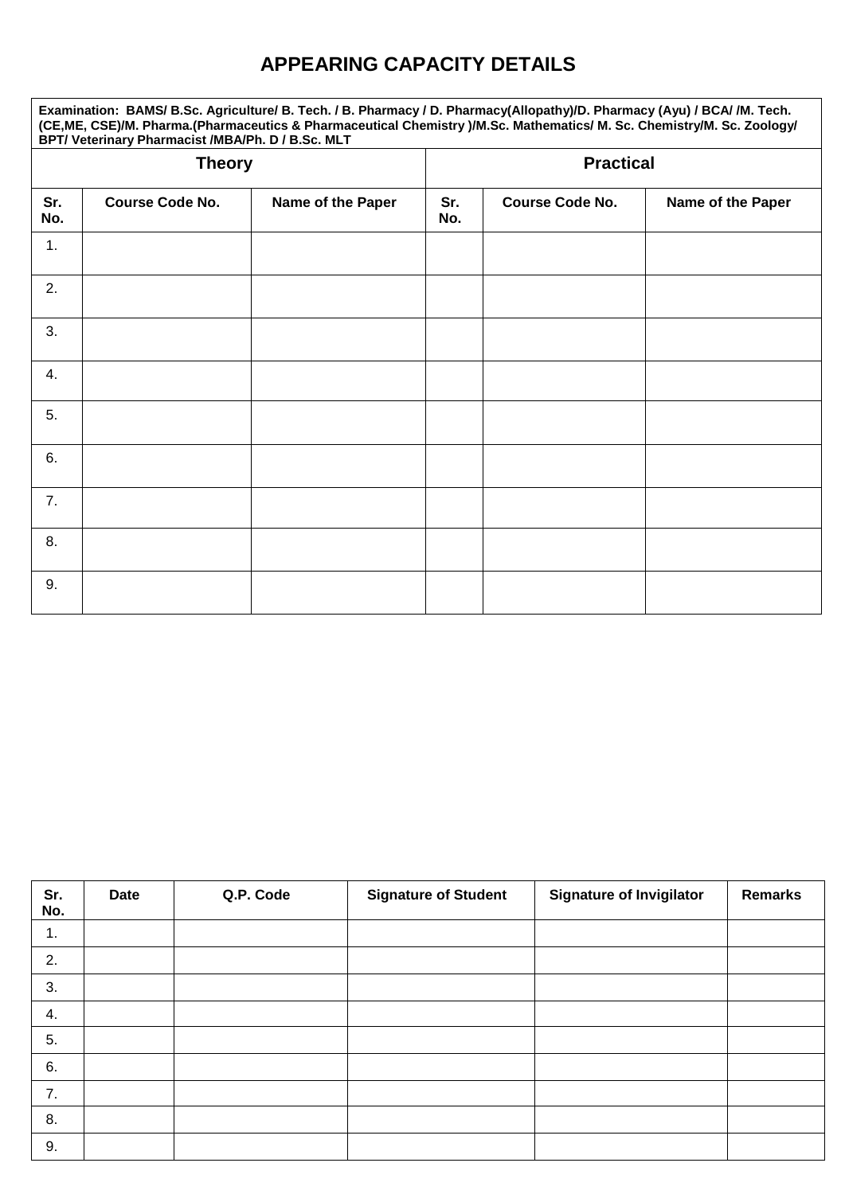# APPEARING CAPACITY DETAILS

**Examination: BAMS/ B.Sc. Agriculture/ B. Tech. / B. Pharmacy / D. Pharmacy(Allopathy)/D. Pharmacy (Ayu) / BCA/ /M. Tech. (CE,ME, CSE)/M. Pharma.(Pharmaceutics & Pharmaceutical Chemistry )/M.Sc. Mathematics/ M. Sc. Chemistry/M. Sc. Zoology/ BPT/ Veterinary Pharmacist /MBA/Ph. D / B.Sc. MLT**

| Theory | | | Practical | | |
|---|---|---|---|---|---|
| **Sr. No.** | **Course Code No.** | **Name of the Paper** | **Sr. No.** | **Course Code No.** | **Name of the Paper** |
| 1. | | | | | |
| 2. | | | | | |
| 3. | | | | | |
| 4. | | | | | |
| 5. | | | | | |
| 6. | | | | | |
| 7. | | | | | |
| 8. | | | | | |
| 9. | | | | | |

| Sr. No. | Date | Q.P. Code | Signature of Student | Signature of Invigilator | Remarks |
|---|---|---|---|---|---|
| 1. | | | | | |
| 2. | | | | | |
| 3. | | | | | |
| 4. | | | | | |
| 5. | | | | | |
| 6. | | | | | |
| 7. | | | | | |
| 8. | | | | | |
| 9. | | | | | |